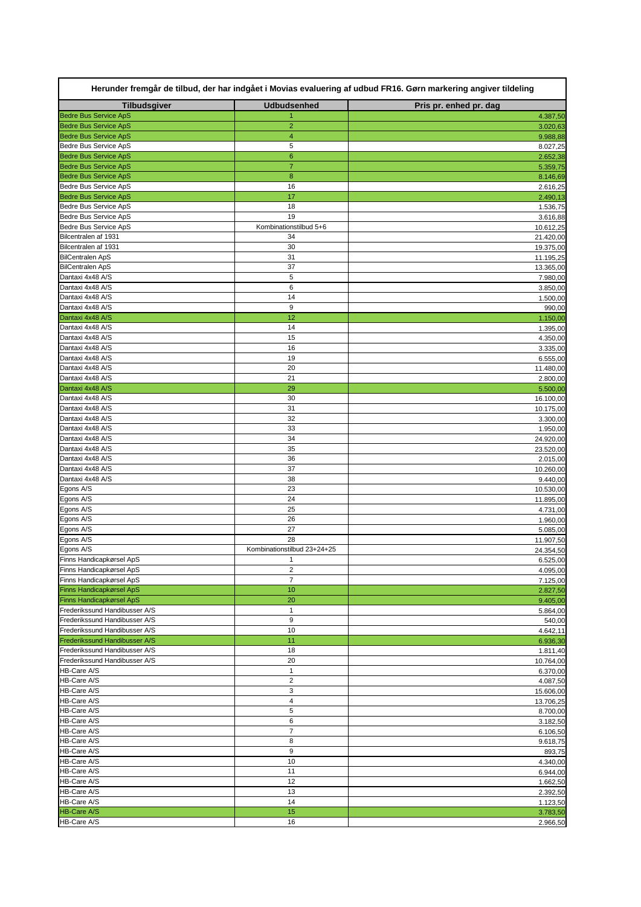**Herunder fremgår de tilbud, der har indgået i Movias evaluering af udbud FR16. Gørn markering angiver tildeling**

| Tilbudsgiver | Udbudsenhed | Pris pr. enhed pr. dag |
|---|---|---|
| Bedre Bus Service ApS | 1 | 4.387,50 |
| Bedre Bus Service ApS | 2 | 3.020,63 |
| Bedre Bus Service ApS | 4 | 9.988,88 |
| Bedre Bus Service ApS | 5 | 8.027,25 |
| Bedre Bus Service ApS | 6 | 2.652,38 |
| Bedre Bus Service ApS | 7 | 5.359,75 |
| Bedre Bus Service ApS | 8 | 8.146,69 |
| Bedre Bus Service ApS | 16 | 2.616,25 |
| Bedre Bus Service ApS | 17 | 2.490,13 |
| Bedre Bus Service ApS | 18 | 1.536,75 |
| Bedre Bus Service ApS | 19 | 3.616,88 |
| Bedre Bus Service ApS | Kombinationstilbud 5+6 | 10.612,25 |
| Bilcentralen af 1931 | 34 | 21.420,00 |
| Bilcentralen af 1931 | 30 | 19.375,00 |
| BilCentralen ApS | 31 | 11.195,25 |
| BilCentralen ApS | 37 | 13.365,00 |
| Dantaxi 4x48 A/S | 5 | 7.980,00 |
| Dantaxi 4x48 A/S | 6 | 3.850,00 |
| Dantaxi 4x48 A/S | 14 | 1.500,00 |
| Dantaxi 4x48 A/S | 9 | 990,00 |
| Dantaxi 4x48 A/S | 12 | 1.150,00 |
| Dantaxi 4x48 A/S | 14 | 1.395,00 |
| Dantaxi 4x48 A/S | 15 | 4.350,00 |
| Dantaxi 4x48 A/S | 16 | 3.335,00 |
| Dantaxi 4x48 A/S | 19 | 6.555,00 |
| Dantaxi 4x48 A/S | 20 | 11.480,00 |
| Dantaxi 4x48 A/S | 21 | 2.800,00 |
| Dantaxi 4x48 A/S | 29 | 5.500,00 |
| Dantaxi 4x48 A/S | 30 | 16.100,00 |
| Dantaxi 4x48 A/S | 31 | 10.175,00 |
| Dantaxi 4x48 A/S | 32 | 3.300,00 |
| Dantaxi 4x48 A/S | 33 | 1.950,00 |
| Dantaxi 4x48 A/S | 34 | 24.920,00 |
| Dantaxi 4x48 A/S | 35 | 23.520,00 |
| Dantaxi 4x48 A/S | 36 | 2.015,00 |
| Dantaxi 4x48 A/S | 37 | 10.260,00 |
| Dantaxi 4x48 A/S | 38 | 9.440,00 |
| Egons A/S | 23 | 10.530,00 |
| Egons A/S | 24 | 11.895,00 |
| Egons A/S | 25 | 4.731,00 |
| Egons A/S | 26 | 1.960,00 |
| Egons A/S | 27 | 5.085,00 |
| Egons A/S | 28 | 11.907,50 |
| Egons A/S | Kombinationstilbud 23+24+25 | 24.354,50 |
| Finns Handicapkørsel ApS | 1 | 6.525,00 |
| Finns Handicapkørsel ApS | 2 | 4.095,00 |
| Finns Handicapkørsel ApS | 7 | 7.125,00 |
| Finns Handicapkørsel ApS | 10 | 2.827,50 |
| Finns Handicapkørsel ApS | 20 | 9.405,00 |
| Frederikssund Handibusser A/S | 1 | 5.864,00 |
| Frederikssund Handibusser A/S | 9 | 540,00 |
| Frederikssund Handibusser A/S | 10 | 4.642,11 |
| Frederikssund Handibusser A/S | 11 | 6.936,30 |
| Frederikssund Handibusser A/S | 18 | 1.811,40 |
| Frederikssund Handibusser A/S | 20 | 10.764,00 |
| HB-Care A/S | 1 | 6.370,00 |
| HB-Care A/S | 2 | 4.087,50 |
| HB-Care A/S | 3 | 15.606,00 |
| HB-Care A/S | 4 | 13.706,25 |
| HB-Care A/S | 5 | 8.700,00 |
| HB-Care A/S | 6 | 3.182,50 |
| HB-Care A/S | 7 | 6.106,50 |
| HB-Care A/S | 8 | 9.618,75 |
| HB-Care A/S | 9 | 893,75 |
| HB-Care A/S | 10 | 4.340,00 |
| HB-Care A/S | 11 | 6.944,00 |
| HB-Care A/S | 12 | 1.662,50 |
| HB-Care A/S | 13 | 2.392,50 |
| HB-Care A/S | 14 | 1.123,50 |
| HB-Care A/S | 15 | 3.783,50 |
| HB-Care A/S | 16 | 2.966,50 |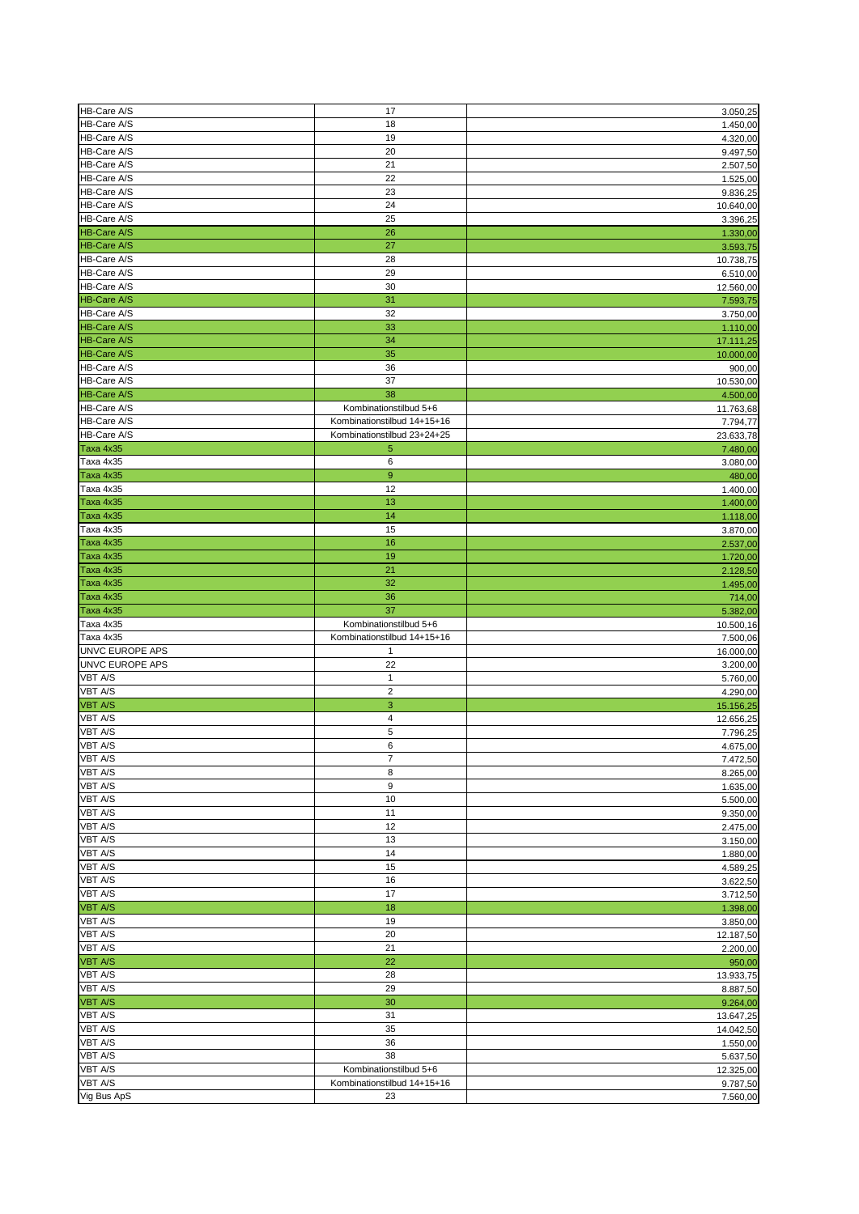| | | |
|---|---|---|
| HB-Care A/S | 17 | 3.050,25 |
| HB-Care A/S | 18 | 1.450,00 |
| HB-Care A/S | 19 | 4.320,00 |
| HB-Care A/S | 20 | 9.497,50 |
| HB-Care A/S | 21 | 2.507,50 |
| HB-Care A/S | 22 | 1.525,00 |
| HB-Care A/S | 23 | 9.836,25 |
| HB-Care A/S | 24 | 10.640,00 |
| HB-Care A/S | 25 | 3.396,25 |
| HB-Care A/S | 26 | 1.330,00 |
| HB-Care A/S | 27 | 3.593,75 |
| HB-Care A/S | 28 | 10.738,75 |
| HB-Care A/S | 29 | 6.510,00 |
| HB-Care A/S | 30 | 12.560,00 |
| HB-Care A/S | 31 | 7.593,75 |
| HB-Care A/S | 32 | 3.750,00 |
| HB-Care A/S | 33 | 1.110,00 |
| HB-Care A/S | 34 | 17.111,25 |
| HB-Care A/S | 35 | 10.000,00 |
| HB-Care A/S | 36 | 900,00 |
| HB-Care A/S | 37 | 10.530,00 |
| HB-Care A/S | 38 | 4.500,00 |
| HB-Care A/S | Kombinationstilbud 5+6 | 11.763,68 |
| HB-Care A/S | Kombinationstilbud 14+15+16 | 7.794,77 |
| HB-Care A/S | Kombinationstilbud 23+24+25 | 23.633,78 |
| Taxa 4x35 | 5 | 7.480,00 |
| Taxa 4x35 | 6 | 3.080,00 |
| Taxa 4x35 | 9 | 480,00 |
| Taxa 4x35 | 12 | 1.400,00 |
| Taxa 4x35 | 13 | 1.400,00 |
| Taxa 4x35 | 14 | 1.118,00 |
| Taxa 4x35 | 15 | 3.870,00 |
| Taxa 4x35 | 16 | 2.537,00 |
| Taxa 4x35 | 19 | 1.720,00 |
| Taxa 4x35 | 21 | 2.128,50 |
| Taxa 4x35 | 32 | 1.495,00 |
| Taxa 4x35 | 36 | 714,00 |
| Taxa 4x35 | 37 | 5.382,00 |
| Taxa 4x35 | Kombinationstilbud 5+6 | 10.500,16 |
| Taxa 4x35 | Kombinationstilbud 14+15+16 | 7.500,06 |
| UNVC EUROPE APS | 1 | 16.000,00 |
| UNVC EUROPE APS | 22 | 3.200,00 |
| VBT A/S | 1 | 5.760,00 |
| VBT A/S | 2 | 4.290,00 |
| VBT A/S | 3 | 15.156,25 |
| VBT A/S | 4 | 12.656,25 |
| VBT A/S | 5 | 7.796,25 |
| VBT A/S | 6 | 4.675,00 |
| VBT A/S | 7 | 7.472,50 |
| VBT A/S | 8 | 8.265,00 |
| VBT A/S | 9 | 1.635,00 |
| VBT A/S | 10 | 5.500,00 |
| VBT A/S | 11 | 9.350,00 |
| VBT A/S | 12 | 2.475,00 |
| VBT A/S | 13 | 3.150,00 |
| VBT A/S | 14 | 1.880,00 |
| VBT A/S | 15 | 4.589,25 |
| VBT A/S | 16 | 3.622,50 |
| VBT A/S | 17 | 3.712,50 |
| VBT A/S | 18 | 1.398,00 |
| VBT A/S | 19 | 3.850,00 |
| VBT A/S | 20 | 12.187,50 |
| VBT A/S | 21 | 2.200,00 |
| VBT A/S | 22 | 950,00 |
| VBT A/S | 28 | 13.933,75 |
| VBT A/S | 29 | 8.887,50 |
| VBT A/S | 30 | 9.264,00 |
| VBT A/S | 31 | 13.647,25 |
| VBT A/S | 35 | 14.042,50 |
| VBT A/S | 36 | 1.550,00 |
| VBT A/S | 38 | 5.637,50 |
| VBT A/S | Kombinationstilbud 5+6 | 12.325,00 |
| VBT A/S | Kombinationstilbud 14+15+16 | 9.787,50 |
| Vig Bus ApS | 23 | 7.560,00 |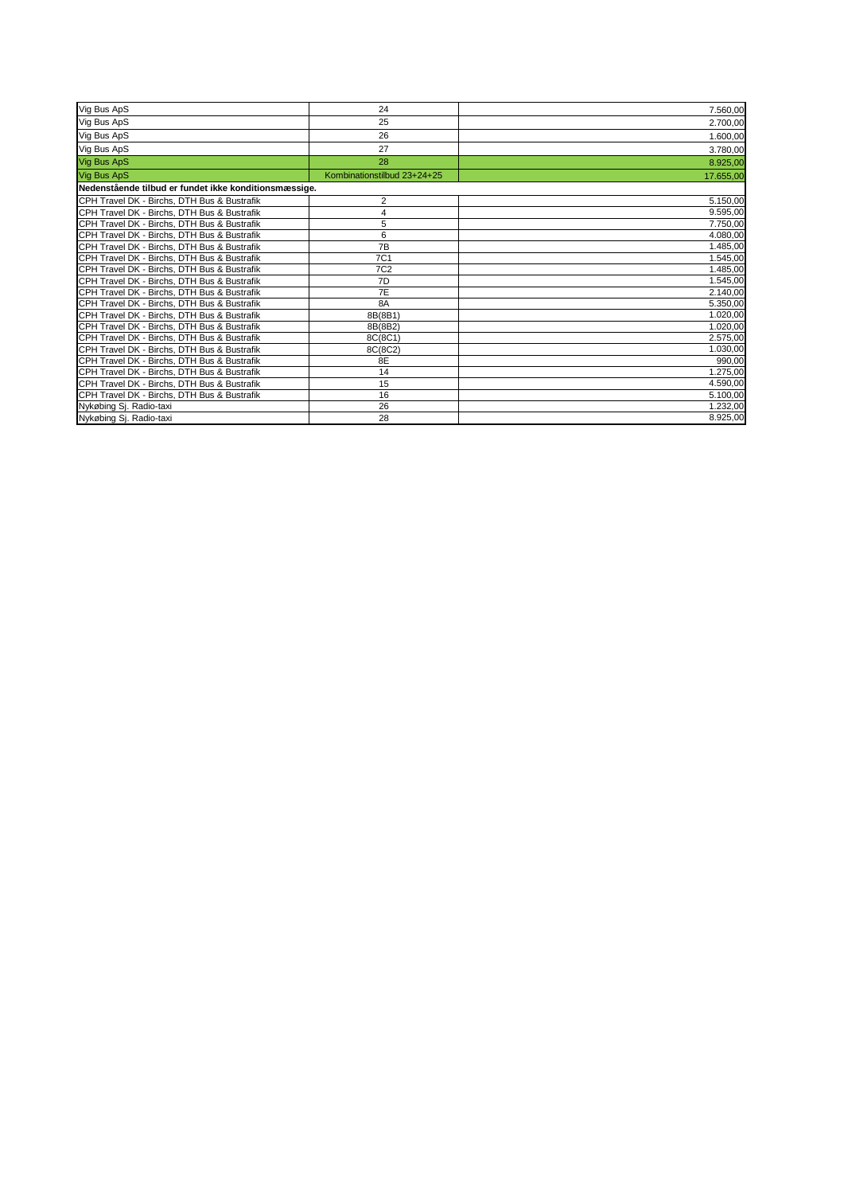| | | |
|---|---|---|
| Vig Bus ApS | 24 | 7.560,00 |
| Vig Bus ApS | 25 | 2.700,00 |
| Vig Bus ApS | 26 | 1.600,00 |
| Vig Bus ApS | 27 | 3.780,00 |
| Vig Bus ApS | 28 | 8.925,00 |
| Vig Bus ApS | Kombinationstilbud 23+24+25 | 17.655,00 |
| **Nedenstående tilbud er fundet ikke konditionsmæssige.** | | |
| CPH Travel DK - Birchs, DTH Bus & Bustrafik | 2 | 5.150,00 |
| CPH Travel DK - Birchs, DTH Bus & Bustrafik | 4 | 9.595,00 |
| CPH Travel DK - Birchs, DTH Bus & Bustrafik | 5 | 7.750,00 |
| CPH Travel DK - Birchs, DTH Bus & Bustrafik | 6 | 4.080,00 |
| CPH Travel DK - Birchs, DTH Bus & Bustrafik | 7B | 1.485,00 |
| CPH Travel DK - Birchs, DTH Bus & Bustrafik | 7C1 | 1.545,00 |
| CPH Travel DK - Birchs, DTH Bus & Bustrafik | 7C2 | 1.485,00 |
| CPH Travel DK - Birchs, DTH Bus & Bustrafik | 7D | 1.545,00 |
| CPH Travel DK - Birchs, DTH Bus & Bustrafik | 7E | 2.140,00 |
| CPH Travel DK - Birchs, DTH Bus & Bustrafik | 8A | 5.350,00 |
| CPH Travel DK - Birchs, DTH Bus & Bustrafik | 8B(8B1) | 1.020,00 |
| CPH Travel DK - Birchs, DTH Bus & Bustrafik | 8B(8B2) | 1.020,00 |
| CPH Travel DK - Birchs, DTH Bus & Bustrafik | 8C(8C1) | 2.575,00 |
| CPH Travel DK - Birchs, DTH Bus & Bustrafik | 8C(8C2) | 1.030,00 |
| CPH Travel DK - Birchs, DTH Bus & Bustrafik | 8E | 990,00 |
| CPH Travel DK - Birchs, DTH Bus & Bustrafik | 14 | 1.275,00 |
| CPH Travel DK - Birchs, DTH Bus & Bustrafik | 15 | 4.590,00 |
| CPH Travel DK - Birchs, DTH Bus & Bustrafik | 16 | 5.100,00 |
| Nykøbing Sj. Radio-taxi | 26 | 1.232,00 |
| Nykøbing Sj. Radio-taxi | 28 | 8.925,00 |